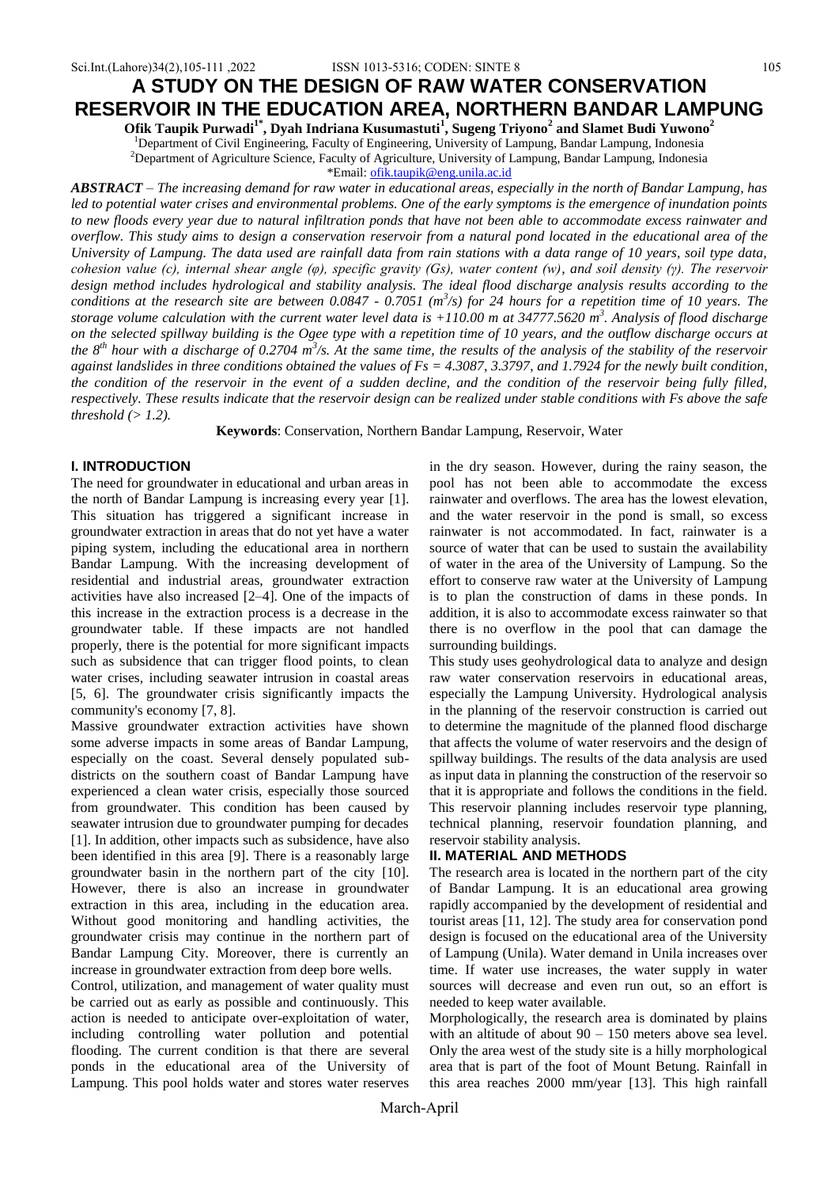# A STUDY ON THE DESIGN OF RAW WATER CONSERVATION RESERVOIR IN THE EDUCATION AREA, NORTHERN BANDAR LAMPUNG

**Ofik Taupik Purwadi[1*], Dyah Indriana Kusumastuti[1], Sugeng Triyono[2] and Slamet Budi Yuwono[2]**

[1]Department of Civil Engineering, Faculty of Engineering, University of Lampung, Bandar Lampung, Indonesia

[2]Department of Agriculture Science, Faculty of Agriculture, University of Lampung, Bandar Lampung, Indonesia

*Email: ofik.taupik@eng.unila.ac.id

***ABSTRACT*** – *The increasing demand for raw water in educational areas, especially in the north of Bandar Lampung, has led to potential water crises and environmental problems. One of the early symptoms is the emergence of inundation points to new floods every year due to natural infiltration ponds that have not been able to accommodate excess rainwater and overflow. This study aims to design a conservation reservoir from a natural pond located in the educational area of the University of Lampung. The data used are rainfall data from rain stations with a data range of 10 years, soil type data, cohesion value (c), internal shear angle (φ), specific gravity (Gs), water content (w), and soil density (γ). The reservoir design method includes hydrological and stability analysis. The ideal flood discharge analysis results according to the conditions at the research site are between 0.0847 - 0.7051 ($m^3/s$) for 24 hours for a repetition time of 10 years. The storage volume calculation with the current water level data is +110.00 m at 34777.5620 $m^3$. Analysis of flood discharge on the selected spillway building is the Ogee type with a repetition time of 10 years, and the outflow discharge occurs at the $8^{th}$ hour with a discharge of 0.2704 $m^3/s$. At the same time, the results of the analysis of the stability of the reservoir against landslides in three conditions obtained the values of Fs = 4.3087, 3.3797, and 1.7924 for the newly built condition, the condition of the reservoir in the event of a sudden decline, and the condition of the reservoir being fully filled, respectively. These results indicate that the reservoir design can be realized under stable conditions with Fs above the safe threshold (> 1.2).*

**Keywords**: Conservation, Northern Bandar Lampung, Reservoir, Water

## I. INTRODUCTION

The need for groundwater in educational and urban areas in the north of Bandar Lampung is increasing every year [1]. This situation has triggered a significant increase in groundwater extraction in areas that do not yet have a water piping system, including the educational area in northern Bandar Lampung. With the increasing development of residential and industrial areas, groundwater extraction activities have also increased [2–4]. One of the impacts of this increase in the extraction process is a decrease in the groundwater table. If these impacts are not handled properly, there is the potential for more significant impacts such as subsidence that can trigger flood points, to clean water crises, including seawater intrusion in coastal areas [5, 6]. The groundwater crisis significantly impacts the community's economy [7, 8].

Massive groundwater extraction activities have shown some adverse impacts in some areas of Bandar Lampung, especially on the coast. Several densely populated sub-districts on the southern coast of Bandar Lampung have experienced a clean water crisis, especially those sourced from groundwater. This condition has been caused by seawater intrusion due to groundwater pumping for decades [1]. In addition, other impacts such as subsidence, have also been identified in this area [9]. There is a reasonably large groundwater basin in the northern part of the city [10]. However, there is also an increase in groundwater extraction in this area, including in the education area. Without good monitoring and handling activities, the groundwater crisis may continue in the northern part of Bandar Lampung City. Moreover, there is currently an increase in groundwater extraction from deep bore wells.

Control, utilization, and management of water quality must be carried out as early as possible and continuously. This action is needed to anticipate over-exploitation of water, including controlling water pollution and potential flooding. The current condition is that there are several ponds in the educational area of the University of Lampung. This pool holds water and stores water reserves in the dry season. However, during the rainy season, the pool has not been able to accommodate the excess rainwater and overflows. The area has the lowest elevation, and the water reservoir in the pond is small, so excess rainwater is not accommodated. In fact, rainwater is a source of water that can be used to sustain the availability of water in the area of the University of Lampung. So the effort to conserve raw water at the University of Lampung is to plan the construction of dams in these ponds. In addition, it is also to accommodate excess rainwater so that there is no overflow in the pool that can damage the surrounding buildings.

This study uses geohydrological data to analyze and design raw water conservation reservoirs in educational areas, especially the Lampung University. Hydrological analysis in the planning of the reservoir construction is carried out to determine the magnitude of the planned flood discharge that affects the volume of water reservoirs and the design of spillway buildings. The results of the data analysis are used as input data in planning the construction of the reservoir so that it is appropriate and follows the conditions in the field. This reservoir planning includes reservoir type planning, technical planning, reservoir foundation planning, and reservoir stability analysis.

## II. MATERIAL AND METHODS

The research area is located in the northern part of the city of Bandar Lampung. It is an educational area growing rapidly accompanied by the development of residential and tourist areas [11, 12]. The study area for conservation pond design is focused on the educational area of the University of Lampung (Unila). Water demand in Unila increases over time. If water use increases, the water supply in water sources will decrease and even run out, so an effort is needed to keep water available.

Morphologically, the research area is dominated by plains with an altitude of about 90 – 150 meters above sea level. Only the area west of the study site is a hilly morphological area that is part of the foot of Mount Betung. Rainfall in this area reaches 2000 mm/year [13]. This high rainfall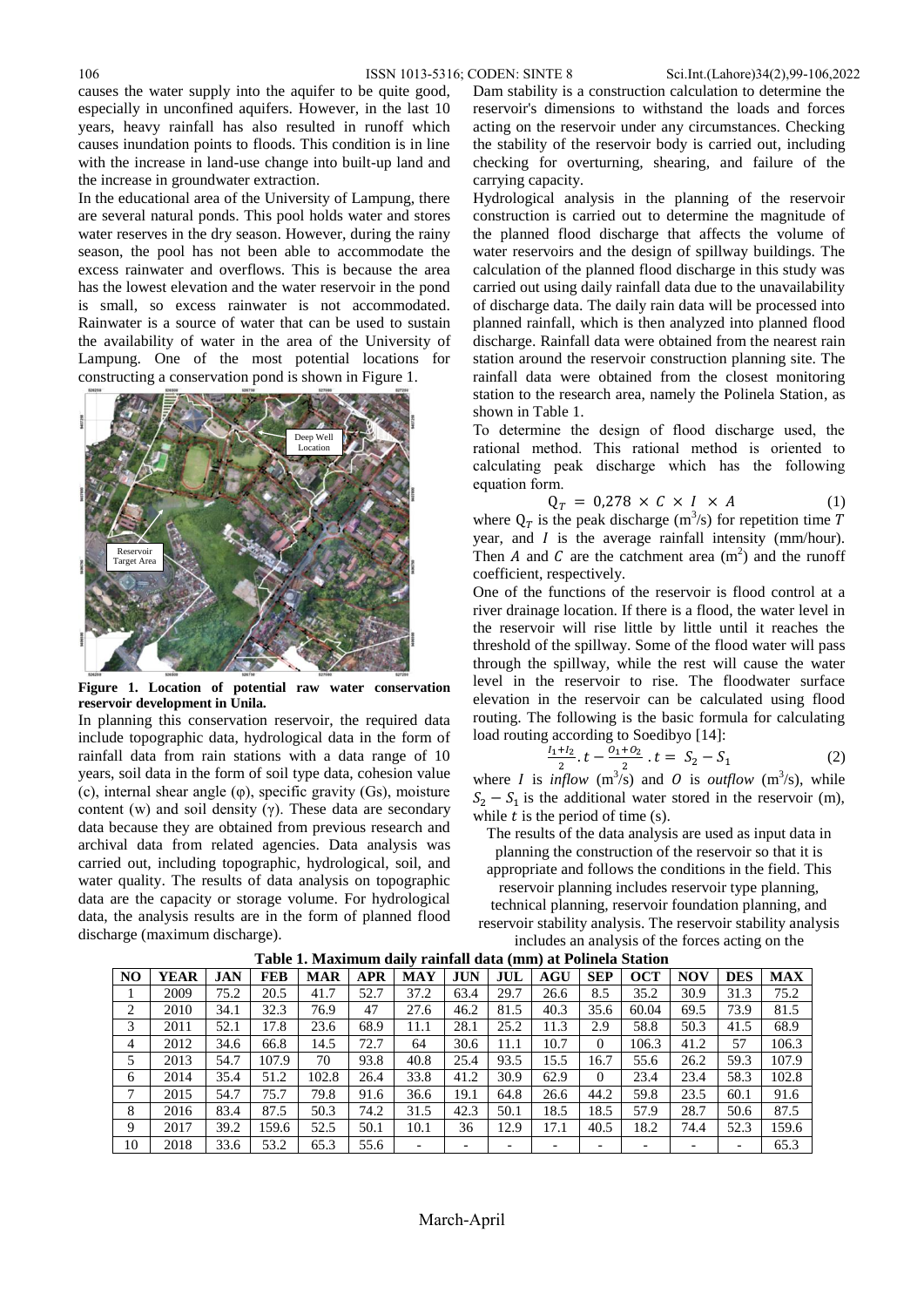causes the water supply into the aquifer to be quite good, especially in unconfined aquifers. However, in the last 10 years, heavy rainfall has also resulted in runoff which causes inundation points to floods. This condition is in line with the increase in land-use change into built-up land and the increase in groundwater extraction.

In the educational area of the University of Lampung, there are several natural ponds. This pool holds water and stores water reserves in the dry season. However, during the rainy season, the pool has not been able to accommodate the excess rainwater and overflows. This is because the area has the lowest elevation and the water reservoir in the pond is small, so excess rainwater is not accommodated. Rainwater is a source of water that can be used to sustain the availability of water in the area of the University of Lampung. One of the most potential locations for constructing a conservation pond is shown in Figure 1.

**Figure 1. Location of potential raw water conservation reservoir development in Unila.**

In planning this conservation reservoir, the required data include topographic data, hydrological data in the form of rainfall data from rain stations with a data range of 10 years, soil data in the form of soil type data, cohesion value (c), internal shear angle (φ), specific gravity (Gs), moisture content (w) and soil density (γ). These data are secondary data because they are obtained from previous research and archival data from related agencies. Data analysis was carried out, including topographic, hydrological, soil, and water quality. The results of data analysis on topographic data are the capacity or storage volume. For hydrological data, the analysis results are in the form of planned flood discharge (maximum discharge).

Dam stability is a construction calculation to determine the reservoir's dimensions to withstand the loads and forces acting on the reservoir under any circumstances. Checking the stability of the reservoir body is carried out, including checking for overturning, shearing, and failure of the carrying capacity.

Hydrological analysis in the planning of the reservoir construction is carried out to determine the magnitude of the planned flood discharge that affects the volume of water reservoirs and the design of spillway buildings. The calculation of the planned flood discharge in this study was carried out using daily rainfall data due to the unavailability of discharge data. The daily rain data will be processed into planned rainfall, which is then analyzed into planned flood discharge. Rainfall data were obtained from the nearest rain station around the reservoir construction planning site. The rainfall data were obtained from the closest monitoring station to the research area, namely the Polinela Station, as shown in Table 1.

To determine the design of flood discharge used, the rational method. This rational method is oriented to calculating peak discharge which has the following equation form.

$$Q_T = 0{,}278 \times C \times I \times A \tag{1}$$

where $Q_T$ is the peak discharge ($m^3$/s) for repetition time $T$ year, and $I$ is the average rainfall intensity (mm/hour). Then $A$ and $C$ are the catchment area ($m^2$) and the runoff coefficient, respectively.

One of the functions of the reservoir is flood control at a river drainage location. If there is a flood, the water level in the reservoir will rise little by little until it reaches the threshold of the spillway. Some of the flood water will pass through the spillway, while the rest will cause the water level in the reservoir to rise. The floodwater surface elevation in the reservoir can be calculated using flood routing. The following is the basic formula for calculating load routing according to Soedibyo [14]:

$$\frac{I_1+I_2}{2}.\,t - \frac{O_1+O_2}{2}.\,t = S_2 - S_1 \tag{2}$$

where $I$ is *inflow* ($m^3$/s) and $O$ is *outflow* ($m^3$/s), while $S_2 - S_1$ is the additional water stored in the reservoir (m), while $t$ is the period of time (s).

The results of the data analysis are used as input data in planning the construction of the reservoir so that it is appropriate and follows the conditions in the field. This reservoir planning includes reservoir type planning, technical planning, reservoir foundation planning, and reservoir stability analysis. The reservoir stability analysis includes an analysis of the forces acting on the

**Table 1. Maximum daily rainfall data (mm) at Polinela Station**

| NO | YEAR | JAN | FEB | MAR | APR | MAY | JUN | JUL | AGU | SEP | OCT | NOV | DES | MAX |
|---|---|---|---|---|---|---|---|---|---|---|---|---|---|---|
| 1 | 2009 | 75.2 | 20.5 | 41.7 | 52.7 | 37.2 | 63.4 | 29.7 | 26.6 | 8.5 | 35.2 | 30.9 | 31.3 | 75.2 |
| 2 | 2010 | 34.1 | 32.3 | 76.9 | 47 | 27.6 | 46.2 | 81.5 | 40.3 | 35.6 | 60.04 | 69.5 | 73.9 | 81.5 |
| 3 | 2011 | 52.1 | 17.8 | 23.6 | 68.9 | 11.1 | 28.1 | 25.2 | 11.3 | 2.9 | 58.8 | 50.3 | 41.5 | 68.9 |
| 4 | 2012 | 34.6 | 66.8 | 14.5 | 72.7 | 64 | 30.6 | 11.1 | 10.7 | 0 | 106.3 | 41.2 | 57 | 106.3 |
| 5 | 2013 | 54.7 | 107.9 | 70 | 93.8 | 40.8 | 25.4 | 93.5 | 15.5 | 16.7 | 55.6 | 26.2 | 59.3 | 107.9 |
| 6 | 2014 | 35.4 | 51.2 | 102.8 | 26.4 | 33.8 | 41.2 | 30.9 | 62.9 | 0 | 23.4 | 23.4 | 58.3 | 102.8 |
| 7 | 2015 | 54.7 | 75.7 | 79.8 | 91.6 | 36.6 | 19.1 | 64.8 | 26.6 | 44.2 | 59.8 | 23.5 | 60.1 | 91.6 |
| 8 | 2016 | 83.4 | 87.5 | 50.3 | 74.2 | 31.5 | 42.3 | 50.1 | 18.5 | 18.5 | 57.9 | 28.7 | 50.6 | 87.5 |
| 9 | 2017 | 39.2 | 159.6 | 52.5 | 50.1 | 10.1 | 36 | 12.9 | 17.1 | 40.5 | 18.2 | 74.4 | 52.3 | 159.6 |
| 10 | 2018 | 33.6 | 53.2 | 65.3 | 55.6 | - | - | - | - | - | - | - | - | 65.3 |

March-April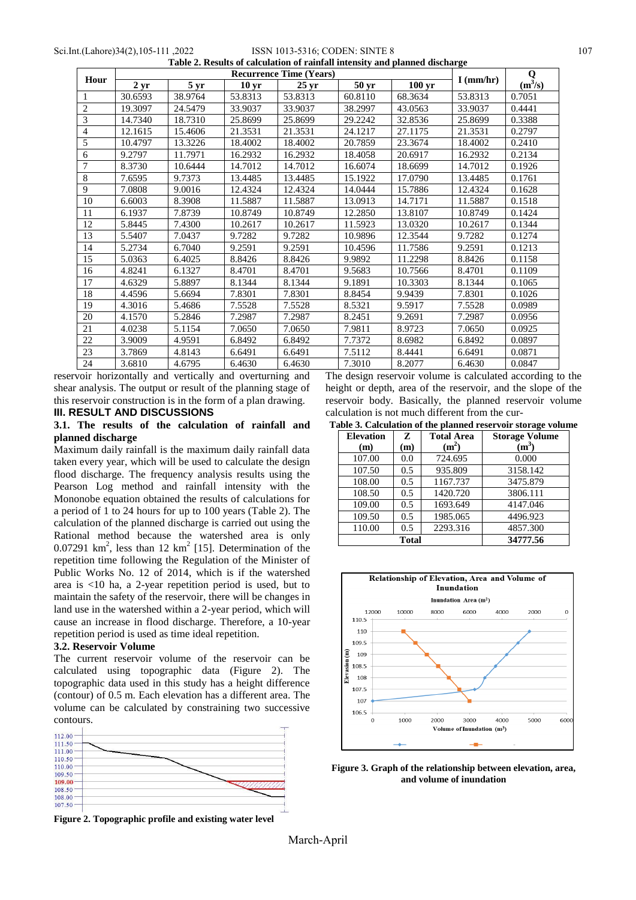**Table 2. Results of calculation of rainfall intensity and planned discharge**

| Hour | Recurrence Time (Years) | | | | | | I (mm/hr) | Q ($m^3/s$) |
|---|---|---|---|---|---|---|---|---|
| | 2 yr | 5 yr | 10 yr | 25 yr | 50 yr | 100 yr | | |
| 1 | 30.6593 | 38.9764 | 53.8313 | 53.8313 | 60.8110 | 68.3634 | 53.8313 | 0.7051 |
| 2 | 19.3097 | 24.5479 | 33.9037 | 33.9037 | 38.2997 | 43.0563 | 33.9037 | 0.4441 |
| 3 | 14.7340 | 18.7310 | 25.8699 | 25.8699 | 29.2242 | 32.8536 | 25.8699 | 0.3388 |
| 4 | 12.1615 | 15.4606 | 21.3531 | 21.3531 | 24.1217 | 27.1175 | 21.3531 | 0.2797 |
| 5 | 10.4797 | 13.3226 | 18.4002 | 18.4002 | 20.7859 | 23.3674 | 18.4002 | 0.2410 |
| 6 | 9.2797 | 11.7971 | 16.2932 | 16.2932 | 18.4058 | 20.6917 | 16.2932 | 0.2134 |
| 7 | 8.3730 | 10.6444 | 14.7012 | 14.7012 | 16.6074 | 18.6699 | 14.7012 | 0.1926 |
| 8 | 7.6595 | 9.7373 | 13.4485 | 13.4485 | 15.1922 | 17.0790 | 13.4485 | 0.1761 |
| 9 | 7.0808 | 9.0016 | 12.4324 | 12.4324 | 14.0444 | 15.7886 | 12.4324 | 0.1628 |
| 10 | 6.6003 | 8.3908 | 11.5887 | 11.5887 | 13.0913 | 14.7171 | 11.5887 | 0.1518 |
| 11 | 6.1937 | 7.8739 | 10.8749 | 10.8749 | 12.2850 | 13.8107 | 10.8749 | 0.1424 |
| 12 | 5.8445 | 7.4300 | 10.2617 | 10.2617 | 11.5923 | 13.0320 | 10.2617 | 0.1344 |
| 13 | 5.5407 | 7.0437 | 9.7282 | 9.7282 | 10.9896 | 12.3544 | 9.7282 | 0.1274 |
| 14 | 5.2734 | 6.7040 | 9.2591 | 9.2591 | 10.4596 | 11.7586 | 9.2591 | 0.1213 |
| 15 | 5.0363 | 6.4025 | 8.8426 | 8.8426 | 9.9892 | 11.2298 | 8.8426 | 0.1158 |
| 16 | 4.8241 | 6.1327 | 8.4701 | 8.4701 | 9.5683 | 10.7566 | 8.4701 | 0.1109 |
| 17 | 4.6329 | 5.8897 | 8.1344 | 8.1344 | 9.1891 | 10.3303 | 8.1344 | 0.1065 |
| 18 | 4.4596 | 5.6694 | 7.8301 | 7.8301 | 8.8454 | 9.9439 | 7.8301 | 0.1026 |
| 19 | 4.3016 | 5.4686 | 7.5528 | 7.5528 | 8.5321 | 9.5917 | 7.5528 | 0.0989 |
| 20 | 4.1570 | 5.2846 | 7.2987 | 7.2987 | 8.2451 | 9.2691 | 7.2987 | 0.0956 |
| 21 | 4.0238 | 5.1154 | 7.0650 | 7.0650 | 7.9811 | 8.9723 | 7.0650 | 0.0925 |
| 22 | 3.9009 | 4.9591 | 6.8492 | 6.8492 | 7.7372 | 8.6982 | 6.8492 | 0.0897 |
| 23 | 3.7869 | 4.8143 | 6.6491 | 6.6491 | 7.5112 | 8.4441 | 6.6491 | 0.0871 |
| 24 | 3.6810 | 4.6795 | 6.4630 | 6.4630 | 7.3010 | 8.2077 | 6.4630 | 0.0847 |

reservoir horizontally and vertically and overturning and shear analysis. The output or result of the planning stage of this reservoir construction is in the form of a plan drawing.

## III. RESULT AND DISCUSSIONS

### 3.1. The results of the calculation of rainfall and planned discharge

Maximum daily rainfall is the maximum daily rainfall data taken every year, which will be used to calculate the design flood discharge. The frequency analysis results using the Pearson Log method and rainfall intensity with the Mononobe equation obtained the results of calculations for a period of 1 to 24 hours for up to 100 years (Table 2). The calculation of the planned discharge is carried out using the Rational method because the watershed area is only 0.07291 $km^2$, less than 12 $km^2$ [15]. Determination of the repetition time following the Regulation of the Minister of Public Works No. 12 of 2014, which is if the watershed area is <10 ha, a 2-year repetition period is used, but to maintain the safety of the reservoir, there will be changes in land use in the watershed within a 2-year period, which will cause an increase in flood discharge. Therefore, a 10-year repetition period is used as time ideal repetition.

### 3.2. Reservoir Volume

The current reservoir volume of the reservoir can be calculated using topographic data (Figure 2). The topographic data used in this study has a height difference (contour) of 0.5 m. Each elevation has a different area. The volume can be calculated by constraining two successive contours.

Figure 2. Topographic profile and existing water level

The design reservoir volume is calculated according to the height or depth, area of the reservoir, and the slope of the reservoir body. Basically, the planned reservoir volume calculation is not much different from the cur-

**Table 3. Calculation of the planned reservoir storage volume**

| Elevation (m) | Z (m) | Total Area ($m^2$) | Storage Volume ($m^3$) |
|---|---|---|---|
| 107.00 | 0.0 | 724.695 | 0.000 |
| 107.50 | 0.5 | 935.809 | 3158.142 |
| 108.00 | 0.5 | 1167.737 | 3475.879 |
| 108.50 | 0.5 | 1420.720 | 3806.111 |
| 109.00 | 0.5 | 1693.649 | 4147.046 |
| 109.50 | 0.5 | 1985.065 | 4496.923 |
| 110.00 | 0.5 | 2293.316 | 4857.300 |
| Total | | | 34777.56 |

Figure 3. Graph of the relationship between elevation, area, and volume of inundation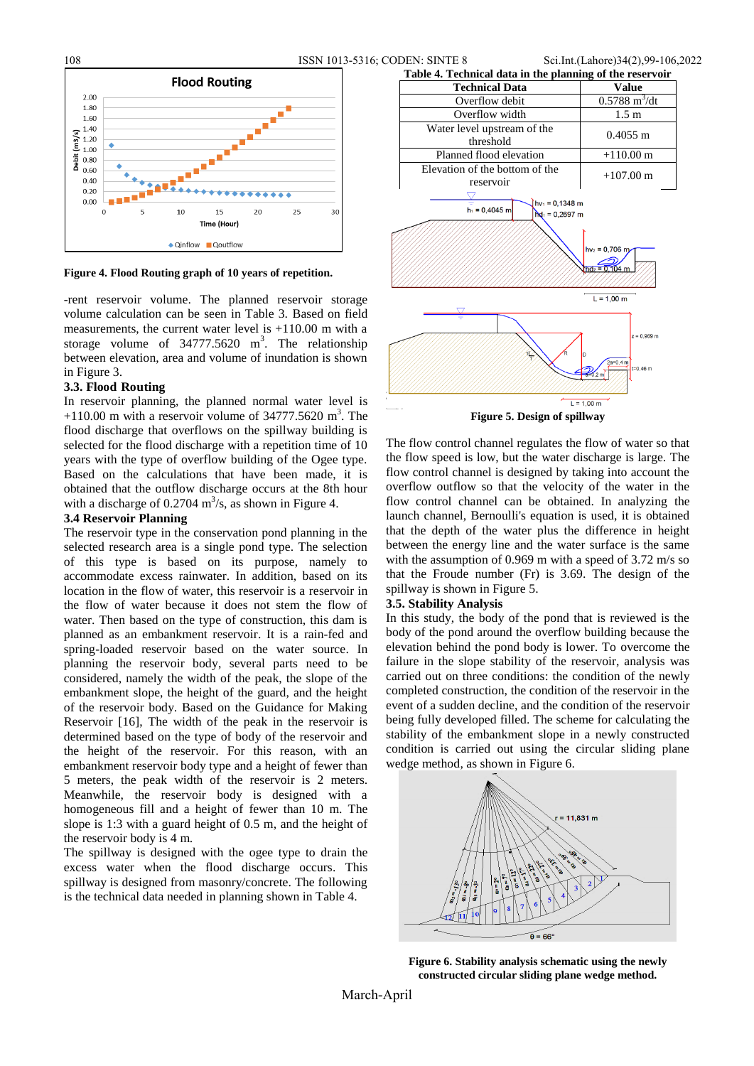Figure 4. Flood Routing graph of 10 years of repetition.

-rent reservoir volume. The planned reservoir storage volume calculation can be seen in Table 3. Based on field measurements, the current water level is +110.00 m with a storage volume of 34777.5620 $m^3$. The relationship between elevation, area and volume of inundation is shown in Figure 3.

### 3.3. Flood Routing

In reservoir planning, the planned normal water level is +110.00 m with a reservoir volume of 34777.5620 $m^3$. The flood discharge that overflows on the spillway building is selected for the flood discharge with a repetition time of 10 years with the type of overflow building of the Ogee type. Based on the calculations that have been made, it is obtained that the outflow discharge occurs at the 8th hour with a discharge of 0.2704 $m^3$/s, as shown in Figure 4.

### 3.4 Reservoir Planning

The reservoir type in the conservation pond planning in the selected research area is a single pond type. The selection of this type is based on its purpose, namely to accommodate excess rainwater. In addition, based on its location in the flow of water, this reservoir is a reservoir in the flow of water because it does not stem the flow of water. Then based on the type of construction, this dam is planned as an embankment reservoir. It is a rain-fed and spring-loaded reservoir based on the water source. In planning the reservoir body, several parts need to be considered, namely the width of the peak, the slope of the embankment slope, the height of the guard, and the height of the reservoir body. Based on the Guidance for Making Reservoir [16], The width of the peak in the reservoir is determined based on the type of body of the reservoir and the height of the reservoir. For this reason, with an embankment reservoir body type and a height of fewer than 5 meters, the peak width of the reservoir is 2 meters. Meanwhile, the reservoir body is designed with a homogeneous fill and a height of fewer than 10 m. The slope is 1:3 with a guard height of 0.5 m, and the height of the reservoir body is 4 m.

The spillway is designed with the ogee type to drain the excess water when the flood discharge occurs. This spillway is designed from masonry/concrete. The following is the technical data needed in planning shown in Table 4.

**Table 4. Technical data in the planning of the reservoir**

| Technical Data | Value |
|---|---|
| Overflow debit | 0.5788 $m^3$/dt |
| Overflow width | 1.5 m |
| Water level upstream of the threshold | 0.4055 m |
| Planned flood elevation | +110.00 m |
| Elevation of the bottom of the reservoir | +107.00 m |

Figure 5. Design of spillway

The flow control channel regulates the flow of water so that the flow speed is low, but the water discharge is large. The flow control channel is designed by taking into account the overflow outflow so that the velocity of the water in the flow control channel can be obtained. In analyzing the launch channel, Bernoulli's equation is used, it is obtained that the depth of the water plus the difference in height between the energy line and the water surface is the same with the assumption of 0.969 m with a speed of 3.72 m/s so that the Froude number (Fr) is 3.69. The design of the spillway is shown in Figure 5.

### 3.5. Stability Analysis

In this study, the body of the pond that is reviewed is the body of the pond around the overflow building because the elevation behind the pond body is lower. To overcome the failure in the slope stability of the reservoir, analysis was carried out on three conditions: the condition of the newly completed construction, the condition of the reservoir in the event of a sudden decline, and the condition of the reservoir being fully developed filled. The scheme for calculating the stability of the embankment slope in a newly constructed condition is carried out using the circular sliding plane wedge method, as shown in Figure 6.

**Figure 6. Stability analysis schematic using the newly constructed circular sliding plane wedge method.**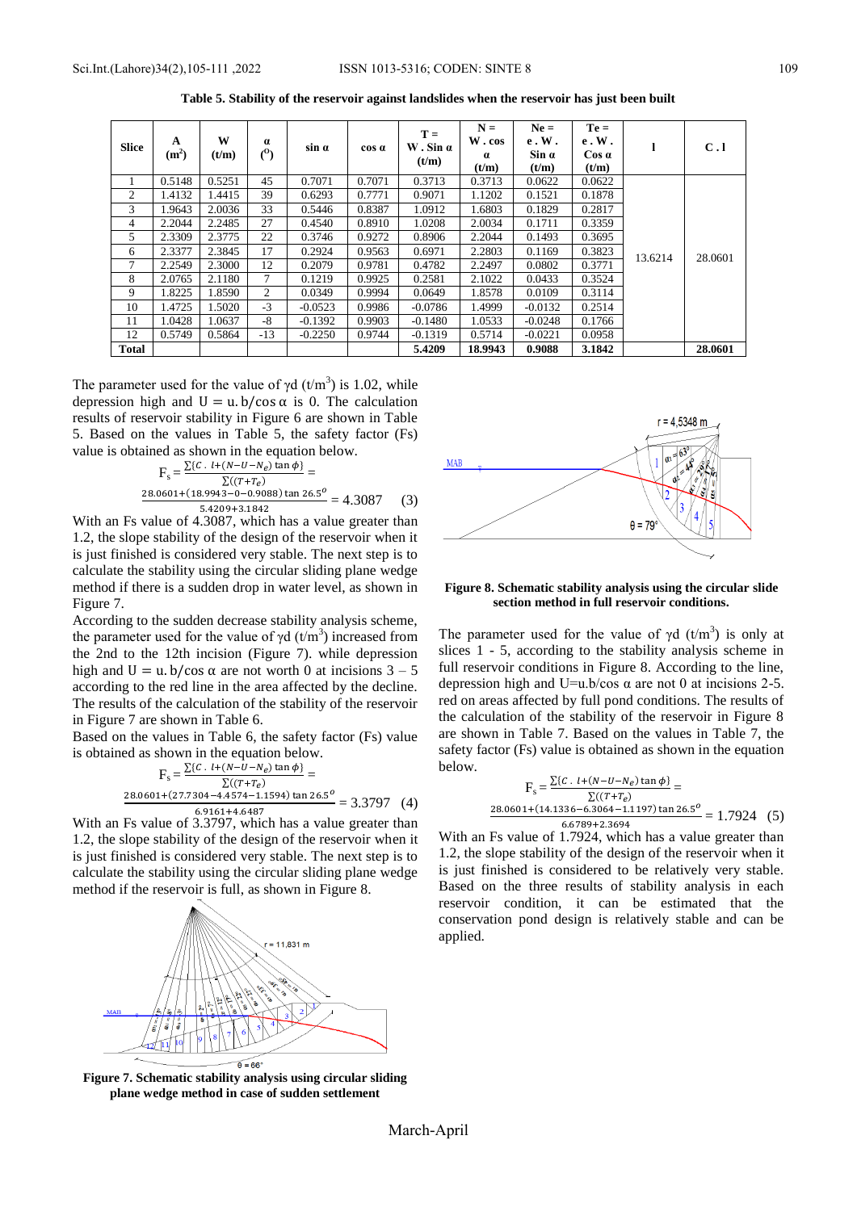**Table 5. Stability of the reservoir against landslides when the reservoir has just been built**

| Slice | A ($m^2$) | W (t/m) | α (°) | sin α | cos α | T = W . Sin α (t/m) | N = W . cos α (t/m) | Ne = e . W . Sin α (t/m) | Te = e . W . Cos α (t/m) | l | C . l |
|---|---|---|---|---|---|---|---|---|---|---|---|
| 1 | 0.5148 | 0.5251 | 45 | 0.7071 | 0.7071 | 0.3713 | 0.3713 | 0.0622 | 0.0622 | 13.6214 | 28.0601 |
| 2 | 1.4132 | 1.4415 | 39 | 0.6293 | 0.7771 | 0.9071 | 1.1202 | 0.1521 | 0.1878 | | |
| 3 | 1.9643 | 2.0036 | 33 | 0.5446 | 0.8387 | 1.0912 | 1.6803 | 0.1829 | 0.2817 | | |
| 4 | 2.2044 | 2.2485 | 27 | 0.4540 | 0.8910 | 1.0208 | 2.0034 | 0.1711 | 0.3359 | | |
| 5 | 2.3309 | 2.3775 | 22 | 0.3746 | 0.9272 | 0.8906 | 2.2044 | 0.1493 | 0.3695 | | |
| 6 | 2.3377 | 2.3845 | 17 | 0.2924 | 0.9563 | 0.6971 | 2.2803 | 0.1169 | 0.3823 | | |
| 7 | 2.2549 | 2.3000 | 12 | 0.2079 | 0.9781 | 0.4782 | 2.2497 | 0.0802 | 0.3771 | | |
| 8 | 2.0765 | 2.1180 | 7 | 0.1219 | 0.9925 | 0.2581 | 2.1022 | 0.0433 | 0.3524 | | |
| 9 | 1.8225 | 1.8590 | 2 | 0.0349 | 0.9994 | 0.0649 | 1.8578 | 0.0109 | 0.3114 | | |
| 10 | 1.4725 | 1.5020 | -3 | -0.0523 | 0.9986 | -0.0786 | 1.4999 | -0.0132 | 0.2514 | | |
| 11 | 1.0428 | 1.0637 | -8 | -0.1392 | 0.9903 | -0.1480 | 1.0533 | -0.0248 | 0.1766 | | |
| 12 | 0.5749 | 0.5864 | -13 | -0.2250 | 0.9744 | -0.1319 | 0.5714 | -0.0221 | 0.0958 | | |
| **Total** | | | | | | **5.4209** | **18.9943** | **0.9088** | **3.1842** | | **28.0601** |

The parameter used for the value of γd ($t/m^3$) is 1.02, while depression high and $U = u.b/\cos\alpha$ is 0. The calculation results of reservoir stability in Figure 6 are shown in Table 5. Based on the values in Table 5, the safety factor (Fs) value is obtained as shown in the equation below.

$$F_s = \frac{\sum\{C.\ l + (N - U - N_e)\tan\phi\}}{\sum((T + T_e)} = \frac{28.0601 + (18.9943 - 0 - 0.9088)\tan 26.5^o}{5.4209 + 3.1842} = 4.3087 \quad (3)$$

With an Fs value of 4.3087, which has a value greater than 1.2, the slope stability of the design of the reservoir when it is just finished is considered very stable. The next step is to calculate the stability using the circular sliding plane wedge method if there is a sudden drop in water level, as shown in Figure 7.

According to the sudden decrease stability analysis scheme, the parameter used for the value of γd ($t/m^3$) increased from the 2nd to the 12th incision (Figure 7). while depression high and $U = u.b/\cos\alpha$ are not worth 0 at incisions 3 – 5 according to the red line in the area affected by the decline. The results of the calculation of the stability of the reservoir in Figure 7 are shown in Table 6.

Based on the values in Table 6, the safety factor (Fs) value is obtained as shown in the equation below.

$$F_s = \frac{\sum\{C.\ l + (N - U - N_e)\tan\phi\}}{\sum((T + T_e)} = \frac{28.0601 + (27.7304 - 4.4574 - 1.1594)\tan 26.5^o}{6.9161 + 4.6487} = 3.3797 \quad (4)$$

With an Fs value of 3.3797, which has a value greater than 1.2, the slope stability of the design of the reservoir when it is just finished is considered very stable. The next step is to calculate the stability using the circular sliding plane wedge method if the reservoir is full, as shown in Figure 8.

**Figure 7. Schematic stability analysis using circular sliding plane wedge method in case of sudden settlement**

**Figure 8. Schematic stability analysis using the circular slide section method in full reservoir conditions.**

The parameter used for the value of γd ($t/m^3$) is only at slices 1 - 5, according to the stability analysis scheme in full reservoir conditions in Figure 8. According to the line, depression high and U=u.b/cos α are not 0 at incisions 2-5. red on areas affected by full pond conditions. The results of the calculation of the stability of the reservoir in Figure 8 are shown in Table 7. Based on the values in Table 7, the safety factor (Fs) value is obtained as shown in the equation below.

$$F_s = \frac{\sum\{C.\ l + (N - U - N_e)\tan\phi\}}{\sum((T + T_e)} = \frac{28.0601 + (14.1336 - 6.3064 - 1.1197)\tan 26.5^o}{6.6789 + 2.3694} = 1.7924 \quad (5)$$

With an Fs value of 1.7924, which has a value greater than 1.2, the slope stability of the design of the reservoir when it is just finished is considered to be relatively very stable. Based on the three results of stability analysis in each reservoir condition, it can be estimated that the conservation pond design is relatively stable and can be applied.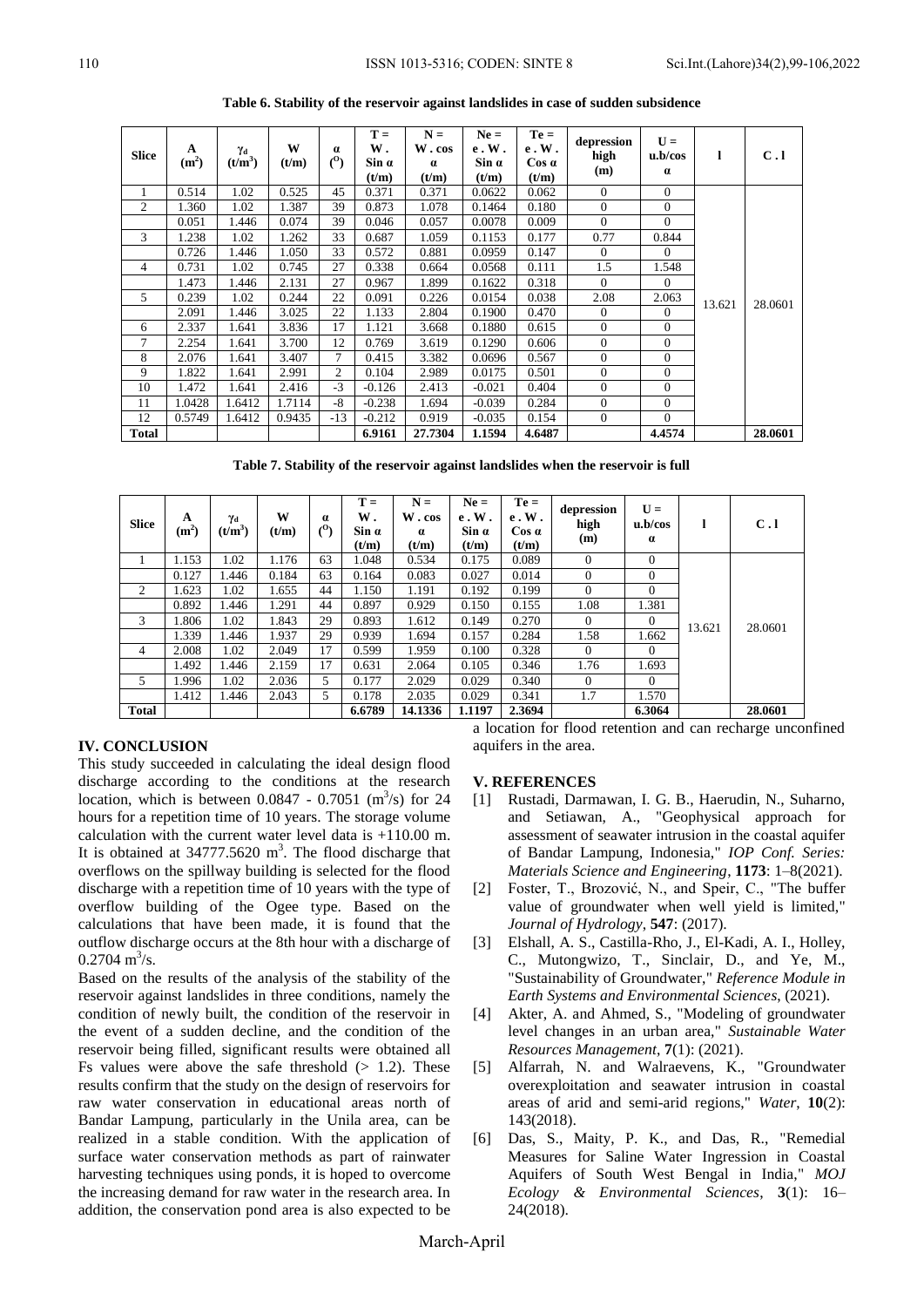**Table 6. Stability of the reservoir against landslides in case of sudden subsidence**

| Slice | A ($m^2$) | $\gamma_d$ ($t/m^3$) | W (t/m) | $\alpha$ ($^O$) | T = W . Sin $\alpha$ (t/m) | N = W . cos $\alpha$ (t/m) | Ne = e . W . Sin $\alpha$ (t/m) | Te = e . W . Cos $\alpha$ (t/m) | depression high (m) | U = u.b/cos $\alpha$ | l | C . l |
|---|---|---|---|---|---|---|---|---|---|---|---|---|
| 1 | 0.514 | 1.02 | 0.525 | 45 | 0.371 | 0.371 | 0.0622 | 0.062 | 0 | 0 | 13.621 | 28.0601 |
| 2 | 1.360 | 1.02 | 1.387 | 39 | 0.873 | 1.078 | 0.1464 | 0.180 | 0 | 0 | | |
| | 0.051 | 1.446 | 0.074 | 39 | 0.046 | 0.057 | 0.0078 | 0.009 | 0 | 0 | | |
| 3 | 1.238 | 1.02 | 1.262 | 33 | 0.687 | 1.059 | 0.1153 | 0.177 | 0.77 | 0.844 | | |
| | 0.726 | 1.446 | 1.050 | 33 | 0.572 | 0.881 | 0.0959 | 0.147 | 0 | 0 | | |
| 4 | 0.731 | 1.02 | 0.745 | 27 | 0.338 | 0.664 | 0.0568 | 0.111 | 1.5 | 1.548 | | |
| | 1.473 | 1.446 | 2.131 | 27 | 0.967 | 1.899 | 0.1622 | 0.318 | 0 | 0 | | |
| 5 | 0.239 | 1.02 | 0.244 | 22 | 0.091 | 0.226 | 0.0154 | 0.038 | 2.08 | 2.063 | | |
| | 2.091 | 1.446 | 3.025 | 22 | 1.133 | 2.804 | 0.1900 | 0.470 | 0 | 0 | | |
| 6 | 2.337 | 1.641 | 3.836 | 17 | 1.121 | 3.668 | 0.1880 | 0.615 | 0 | 0 | | |
| 7 | 2.254 | 1.641 | 3.700 | 12 | 0.769 | 3.619 | 0.1290 | 0.606 | 0 | 0 | | |
| 8 | 2.076 | 1.641 | 3.407 | 7 | 0.415 | 3.382 | 0.0696 | 0.567 | 0 | 0 | | |
| 9 | 1.822 | 1.641 | 2.991 | 2 | 0.104 | 2.989 | 0.0175 | 0.501 | 0 | 0 | | |
| 10 | 1.472 | 1.641 | 2.416 | -3 | -0.126 | 2.413 | -0.021 | 0.404 | 0 | 0 | | |
| 11 | 1.0428 | 1.6412 | 1.7114 | -8 | -0.238 | 1.694 | -0.039 | 0.284 | 0 | 0 | | |
| 12 | 0.5749 | 1.6412 | 0.9435 | -13 | -0.212 | 0.919 | -0.035 | 0.154 | 0 | 0 | | |
| **Total** | | | | | **6.9161** | **27.7304** | **1.1594** | **4.6487** | | **4.4574** | | **28.0601** |

**Table 7. Stability of the reservoir against landslides when the reservoir is full**

| Slice | A ($m^2$) | $\gamma_d$ ($t/m^3$) | W (t/m) | $\alpha$ ($^O$) | T = W . Sin $\alpha$ (t/m) | N = W . cos $\alpha$ (t/m) | Ne = e . W . Sin $\alpha$ (t/m) | Te = e . W . Cos $\alpha$ (t/m) | depression high (m) | U = u.b/cos $\alpha$ | l | C . l |
|---|---|---|---|---|---|---|---|---|---|---|---|---|
| 1 | 1.153 | 1.02 | 1.176 | 63 | 1.048 | 0.534 | 0.175 | 0.089 | 0 | 0 | 13.621 | 28.0601 |
| | 0.127 | 1.446 | 0.184 | 63 | 0.164 | 0.083 | 0.027 | 0.014 | 0 | 0 | | |
| 2 | 1.623 | 1.02 | 1.655 | 44 | 1.150 | 1.191 | 0.192 | 0.199 | 0 | 0 | | |
| | 0.892 | 1.446 | 1.291 | 44 | 0.897 | 0.929 | 0.150 | 0.155 | 1.08 | 1.381 | | |
| 3 | 1.806 | 1.02 | 1.843 | 29 | 0.893 | 1.612 | 0.149 | 0.270 | 0 | 0 | | |
| | 1.339 | 1.446 | 1.937 | 29 | 0.939 | 1.694 | 0.157 | 0.284 | 1.58 | 1.662 | | |
| 4 | 2.008 | 1.02 | 2.049 | 17 | 0.599 | 1.959 | 0.100 | 0.328 | 0 | 0 | | |
| | 1.492 | 1.446 | 2.159 | 17 | 0.631 | 2.064 | 0.105 | 0.346 | 1.76 | 1.693 | | |
| 5 | 1.996 | 1.02 | 2.036 | 5 | 0.177 | 2.029 | 0.029 | 0.340 | 0 | 0 | | |
| | 1.412 | 1.446 | 2.043 | 5 | 0.178 | 2.035 | 0.029 | 0.341 | 1.7 | 1.570 | | |
| **Total** | | | | | **6.6789** | **14.1336** | **1.1197** | **2.3694** | | **6.3064** | | **28.0601** |

## IV. CONCLUSION

This study succeeded in calculating the ideal design flood discharge according to the conditions at the research location, which is between 0.0847 - 0.7051 ($m^3$/s) for 24 hours for a repetition time of 10 years. The storage volume calculation with the current water level data is +110.00 m. It is obtained at 34777.5620 $m^3$. The flood discharge that overflows on the spillway building is selected for the flood discharge with a repetition time of 10 years with the type of overflow building of the Ogee type. Based on the calculations that have been made, it is found that the outflow discharge occurs at the 8th hour with a discharge of 0.2704 $m^3$/s.

Based on the results of the analysis of the stability of the reservoir against landslides in three conditions, namely the condition of newly built, the condition of the reservoir in the event of a sudden decline, and the condition of the reservoir being filled, significant results were obtained all Fs values were above the safe threshold (> 1.2). These results confirm that the study on the design of reservoirs for raw water conservation in educational areas north of Bandar Lampung, particularly in the Unila area, can be realized in a stable condition. With the application of surface water conservation methods as part of rainwater harvesting techniques using ponds, it is hoped to overcome the increasing demand for raw water in the research area. In addition, the conservation pond area is also expected to be a location for flood retention and can recharge unconfined aquifers in the area.

## V. REFERENCES

[1] Rustadi, Darmawan, I. G. B., Haerudin, N., Suharno, and Setiawan, A., "Geophysical approach for assessment of seawater intrusion in the coastal aquifer of Bandar Lampung, Indonesia," *IOP Conf. Series: Materials Science and Engineering*, **1173**: 1–8(2021).

[2] Foster, T., Brozović, N., and Speir, C., "The buffer value of groundwater when well yield is limited," *Journal of Hydrology*, **547**: (2017).

[3] Elshall, A. S., Castilla-Rho, J., El-Kadi, A. I., Holley, C., Mutongwizo, T., Sinclair, D., and Ye, M., "Sustainability of Groundwater," *Reference Module in Earth Systems and Environmental Sciences*, (2021).

[4] Akter, A. and Ahmed, S., "Modeling of groundwater level changes in an urban area," *Sustainable Water Resources Management*, **7**(1): (2021).

[5] Alfarrah, N. and Walraevens, K., "Groundwater overexploitation and seawater intrusion in coastal areas of arid and semi-arid regions," *Water*, **10**(2): 143(2018).

[6] Das, S., Maity, P. K., and Das, R., "Remedial Measures for Saline Water Ingression in Coastal Aquifers of South West Bengal in India," *MOJ Ecology & Environmental Sciences*, **3**(1): 16–24(2018).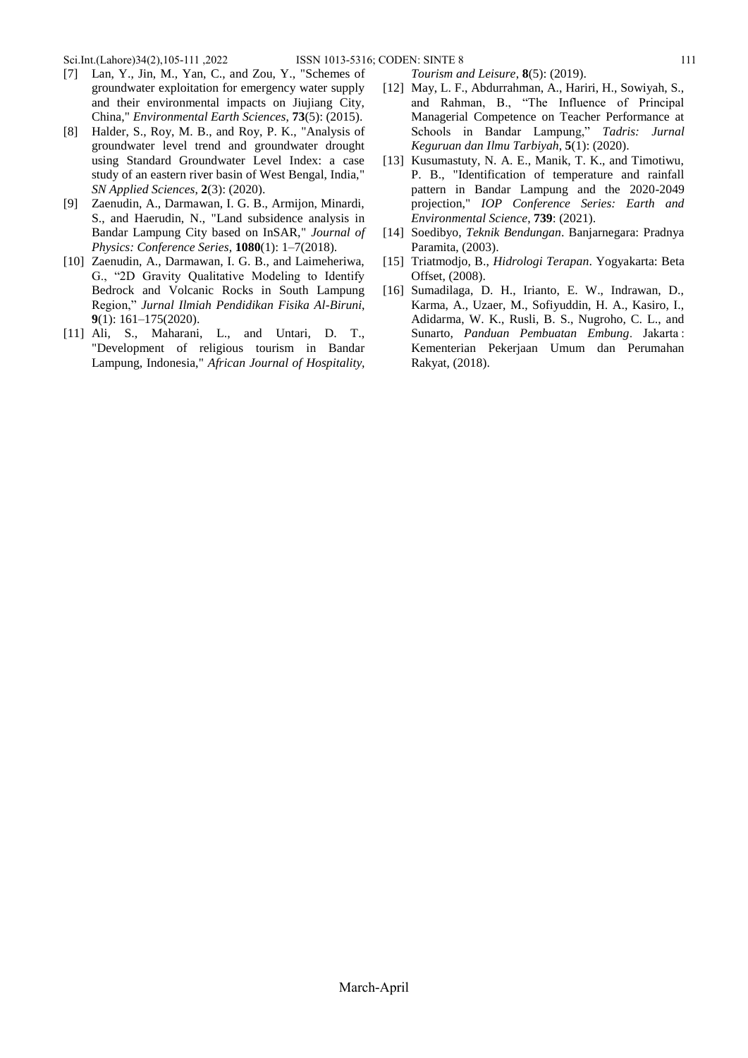[7] Lan, Y., Jin, M., Yan, C., and Zou, Y., "Schemes of groundwater exploitation for emergency water supply and their environmental impacts on Jiujiang City, China," *Environmental Earth Sciences*, **73**(5): (2015).

[8] Halder, S., Roy, M. B., and Roy, P. K., "Analysis of groundwater level trend and groundwater drought using Standard Groundwater Level Index: a case study of an eastern river basin of West Bengal, India," *SN Applied Sciences*, **2**(3): (2020).

[9] Zaenudin, A., Darmawan, I. G. B., Armijon, Minardi, S., and Haerudin, N., "Land subsidence analysis in Bandar Lampung City based on InSAR," *Journal of Physics: Conference Series*, **1080**(1): 1–7(2018).

[10] Zaenudin, A., Darmawan, I. G. B., and Laimeheriwa, G., "2D Gravity Qualitative Modeling to Identify Bedrock and Volcanic Rocks in South Lampung Region," *Jurnal Ilmiah Pendidikan Fisika Al-Biruni*, **9**(1): 161–175(2020).

[11] Ali, S., Maharani, L., and Untari, D. T., "Development of religious tourism in Bandar Lampung, Indonesia," *African Journal of Hospitality, Tourism and Leisure*, **8**(5): (2019).

[12] May, L. F., Abdurrahman, A., Hariri, H., Sowiyah, S., and Rahman, B., "The Influence of Principal Managerial Competence on Teacher Performance at Schools in Bandar Lampung," *Tadris: Jurnal Keguruan dan Ilmu Tarbiyah*, **5**(1): (2020).

[13] Kusumastuty, N. A. E., Manik, T. K., and Timotiwu, P. B., "Identification of temperature and rainfall pattern in Bandar Lampung and the 2020-2049 projection," *IOP Conference Series: Earth and Environmental Science*, **739**: (2021).

[14] Soedibyo, *Teknik Bendungan*. Banjarnegara: Pradnya Paramita, (2003).

[15] Triatmodjo, B., *Hidrologi Terapan*. Yogyakarta: Beta Offset, (2008).

[16] Sumadilaga, D. H., Irianto, E. W., Indrawan, D., Karma, A., Uzaer, M., Sofiyuddin, H. A., Kasiro, I., Adidarma, W. K., Rusli, B. S., Nugroho, C. L., and Sunarto, *Panduan Pembuatan Embung*. Jakarta : Kementerian Pekerjaan Umum dan Perumahan Rakyat, (2018).